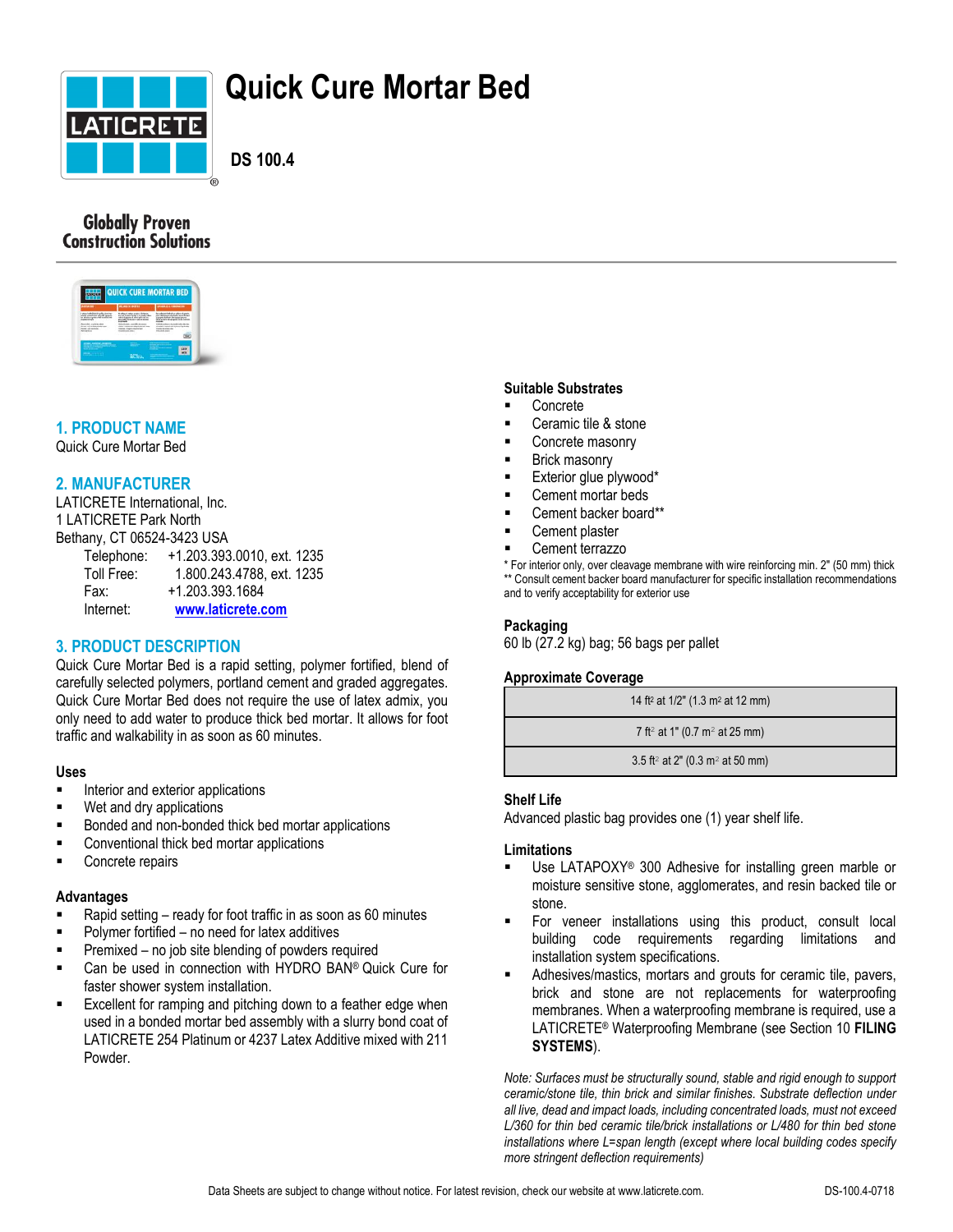# Quick Cure Mortar Bed

**DS 100.4**

Globally Proven Construction Solutions

## 1. PRODUCT NAME

Quick Cure Mortar Bed

## 2. MANUFACTURER

LATICRETE International, Inc.
1 LATICRETE Park North
Bethany, CT 06524-3423 USA

Telephone: +1.203.393.0010, ext. 1235
Toll Free: 1.800.243.4788, ext. 1235
Fax: +1.203.393.1684
Internet: www.laticrete.com

## 3. PRODUCT DESCRIPTION

Quick Cure Mortar Bed is a rapid setting, polymer fortified, blend of carefully selected polymers, portland cement and graded aggregates. Quick Cure Mortar Bed does not require the use of latex admix, you only need to add water to produce thick bed mortar. It allows for foot traffic and walkability in as soon as 60 minutes.

### Uses

- Interior and exterior applications
- Wet and dry applications
- Bonded and non-bonded thick bed mortar applications
- Conventional thick bed mortar applications
- Concrete repairs

### Advantages

- Rapid setting – ready for foot traffic in as soon as 60 minutes
- Polymer fortified – no need for latex additives
- Premixed – no job site blending of powders required
- Can be used in connection with HYDRO BAN® Quick Cure for faster shower system installation.
- Excellent for ramping and pitching down to a feather edge when used in a bonded mortar bed assembly with a slurry bond coat of LATICRETE 254 Platinum or 4237 Latex Additive mixed with 211 Powder.

### Suitable Substrates

- Concrete
- Ceramic tile & stone
- Concrete masonry
- Brick masonry
- Exterior glue plywood*
- Cement mortar beds
- Cement backer board**
- Cement plaster
- Cement terrazzo

\* For interior only, over cleavage membrane with wire reinforcing min. 2" (50 mm) thick
\*\* Consult cement backer board manufacturer for specific installation recommendations and to verify acceptability for exterior use

### Packaging

60 lb (27.2 kg) bag; 56 bags per pallet

### Approximate Coverage

| |
|---|
| 14 ft² at 1/2" (1.3 m² at 12 mm) |
| 7 ft² at 1" (0.7 m² at 25 mm) |
| 3.5 ft² at 2" (0.3 m² at 50 mm) |

### Shelf Life

Advanced plastic bag provides one (1) year shelf life.

### Limitations

- Use LATAPOXY® 300 Adhesive for installing green marble or moisture sensitive stone, agglomerates, and resin backed tile or stone.
- For veneer installations using this product, consult local building code requirements regarding limitations and installation system specifications.
- Adhesives/mastics, mortars and grouts for ceramic tile, pavers, brick and stone are not replacements for waterproofing membranes. When a waterproofing membrane is required, use a LATICRETE® Waterproofing Membrane (see Section 10 **FILING SYSTEMS**).

*Note: Surfaces must be structurally sound, stable and rigid enough to support ceramic/stone tile, thin brick and similar finishes. Substrate deflection under all live, dead and impact loads, including concentrated loads, must not exceed L/360 for thin bed ceramic tile/brick installations or L/480 for thin bed stone installations where L=span length (except where local building codes specify more stringent deflection requirements)*

Data Sheets are subject to change without notice. For latest revision, check our website at www.laticrete.com. DS-100.4-0718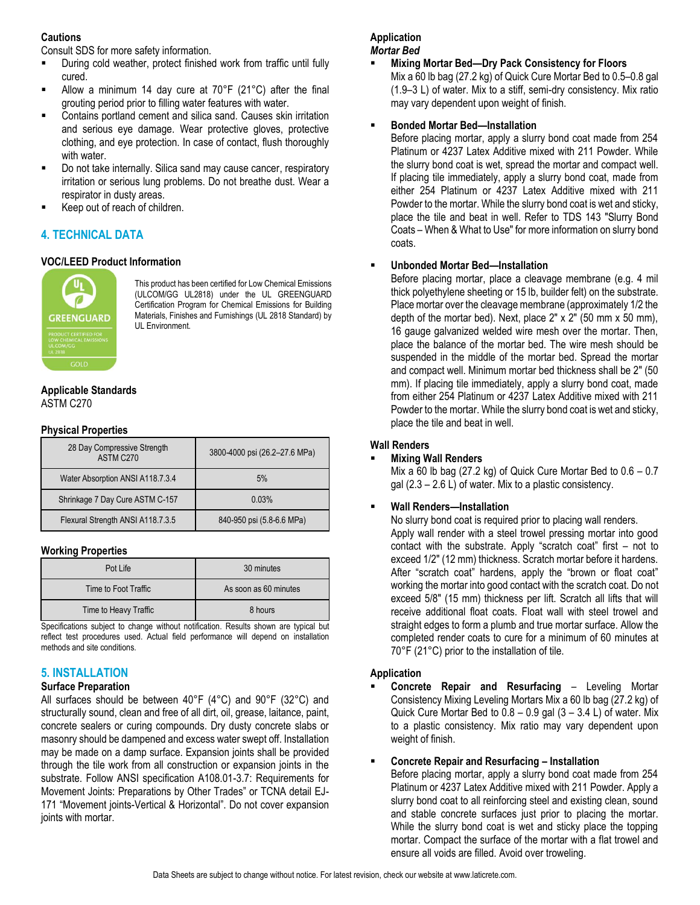**Cautions**

Consult SDS for more safety information.

- During cold weather, protect finished work from traffic until fully cured.
- Allow a minimum 14 day cure at 70°F (21°C) after the final grouting period prior to filling water features with water.
- Contains portland cement and silica sand. Causes skin irritation and serious eye damage. Wear protective gloves, protective clothing, and eye protection. In case of contact, flush thoroughly with water.
- Do not take internally. Silica sand may cause cancer, respiratory irritation or serious lung problems. Do not breathe dust. Wear a respirator in dusty areas.
- Keep out of reach of children.

## 4. TECHNICAL DATA

### VOC/LEED Product Information

This product has been certified for Low Chemical Emissions (ULCOM/GG UL2818) under the UL GREENGUARD Certification Program for Chemical Emissions for Building Materials, Finishes and Furnishings (UL 2818 Standard) by UL Environment.

### Applicable Standards

ASTM C270

### Physical Properties

| Property | Value |
|---|---|
| 28 Day Compressive Strength ASTM C270 | 3800-4000 psi (26.2–27.6 MPa) |
| Water Absorption ANSI A118.7.3.4 | 5% |
| Shrinkage 7 Day Cure ASTM C-157 | 0.03% |
| Flexural Strength ANSI A118.7.3.5 | 840-950 psi (5.8-6.6 MPa) |

### Working Properties

| Property | Value |
|---|---|
| Pot Life | 30 minutes |
| Time to Foot Traffic | As soon as 60 minutes |
| Time to Heavy Traffic | 8 hours |

Specifications subject to change without notification. Results shown are typical but reflect test procedures used. Actual field performance will depend on installation methods and site conditions.

## 5. INSTALLATION

### Surface Preparation

All surfaces should be between 40°F (4°C) and 90°F (32°C) and structurally sound, clean and free of all dirt, oil, grease, laitance, paint, concrete sealers or curing compounds. Dry dusty concrete slabs or masonry should be dampened and excess water swept off. Installation may be made on a damp surface. Expansion joints shall be provided through the tile work from all construction or expansion joints in the substrate. Follow ANSI specification A108.01-3.7: Requirements for Movement Joints: Preparations by Other Trades" or TCNA detail EJ-171 "Movement joints-Vertical & Horizontal". Do not cover expansion joints with mortar.

### Application

***Mortar Bed***

- **Mixing Mortar Bed—Dry Pack Consistency for Floors**
  Mix a 60 lb bag (27.2 kg) of Quick Cure Mortar Bed to 0.5–0.8 gal (1.9–3 L) of water. Mix to a stiff, semi-dry consistency. Mix ratio may vary dependent upon weight of finish.

- **Bonded Mortar Bed—Installation**
  Before placing mortar, apply a slurry bond coat made from 254 Platinum or 4237 Latex Additive mixed with 211 Powder. While the slurry bond coat is wet, spread the mortar and compact well. If placing tile immediately, apply a slurry bond coat, made from either 254 Platinum or 4237 Latex Additive mixed with 211 Powder to the mortar. While the slurry bond coat is wet and sticky, place the tile and beat in well. Refer to TDS 143 "Slurry Bond Coats – When & What to Use" for more information on slurry bond coats.

- **Unbonded Mortar Bed—Installation**
  Before placing mortar, place a cleavage membrane (e.g. 4 mil thick polyethylene sheeting or 15 lb, builder felt) on the substrate. Place mortar over the cleavage membrane (approximately 1/2 the depth of the mortar bed). Next, place 2" x 2" (50 mm x 50 mm), 16 gauge galvanized welded wire mesh over the mortar. Then, place the balance of the mortar bed. The wire mesh should be suspended in the middle of the mortar bed. Spread the mortar and compact well. Minimum mortar bed thickness shall be 2" (50 mm). If placing tile immediately, apply a slurry bond coat, made from either 254 Platinum or 4237 Latex Additive mixed with 211 Powder to the mortar. While the slurry bond coat is wet and sticky, place the tile and beat in well.

### Wall Renders

- **Mixing Wall Renders**
  Mix a 60 lb bag (27.2 kg) of Quick Cure Mortar Bed to 0.6 – 0.7 gal (2.3 – 2.6 L) of water. Mix to a plastic consistency.

- **Wall Renders—Installation**
  No slurry bond coat is required prior to placing wall renders. Apply wall render with a steel trowel pressing mortar into good contact with the substrate. Apply "scratch coat" first – not to exceed 1/2" (12 mm) thickness. Scratch mortar before it hardens. After "scratch coat" hardens, apply the "brown or float coat" working the mortar into good contact with the scratch coat. Do not exceed 5/8" (15 mm) thickness per lift. Scratch all lifts that will receive additional float coats. Float wall with steel trowel and straight edges to form a plumb and true mortar surface. Allow the completed render coats to cure for a minimum of 60 minutes at 70°F (21°C) prior to the installation of tile.

### Application

- **Concrete Repair and Resurfacing** – Leveling Mortar Consistency Mixing Leveling Mortars Mix a 60 lb bag (27.2 kg) of Quick Cure Mortar Bed to 0.8 – 0.9 gal (3 – 3.4 L) of water. Mix to a plastic consistency. Mix ratio may vary dependent upon weight of finish.

- **Concrete Repair and Resurfacing – Installation**
  Before placing mortar, apply a slurry bond coat made from 254 Platinum or 4237 Latex Additive mixed with 211 Powder. Apply a slurry bond coat to all reinforcing steel and existing clean, sound and stable concrete surfaces just prior to placing the mortar. While the slurry bond coat is wet and sticky place the topping mortar. Compact the surface of the mortar with a flat trowel and ensure all voids are filled. Avoid over troweling.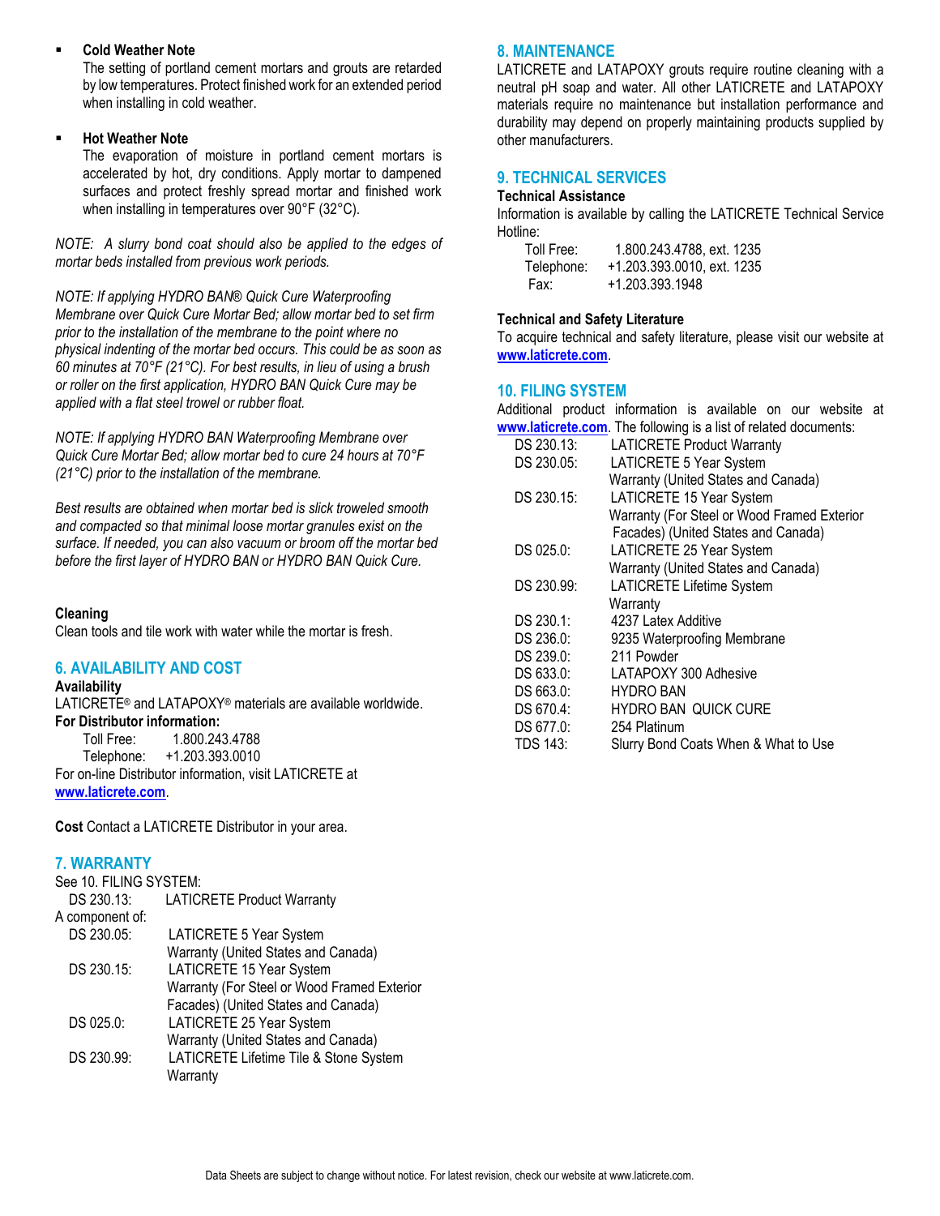- **Cold Weather Note**
  The setting of portland cement mortars and grouts are retarded by low temperatures. Protect finished work for an extended period when installing in cold weather.

- **Hot Weather Note**
  The evaporation of moisture in portland cement mortars is accelerated by hot, dry conditions. Apply mortar to dampened surfaces and protect freshly spread mortar and finished work when installing in temperatures over 90°F (32°C).

*NOTE: A slurry bond coat should also be applied to the edges of mortar beds installed from previous work periods.*

*NOTE: If applying HYDRO BAN® Quick Cure Waterproofing Membrane over Quick Cure Mortar Bed; allow mortar bed to set firm prior to the installation of the membrane to the point where no physical indenting of the mortar bed occurs. This could be as soon as 60 minutes at 70°F (21°C). For best results, in lieu of using a brush or roller on the first application, HYDRO BAN Quick Cure may be applied with a flat steel trowel or rubber float.*

*NOTE: If applying HYDRO BAN Waterproofing Membrane over Quick Cure Mortar Bed; allow mortar bed to cure 24 hours at 70°F (21°C) prior to the installation of the membrane.*

*Best results are obtained when mortar bed is slick troweled smooth and compacted so that minimal loose mortar granules exist on the surface. If needed, you can also vacuum or broom off the mortar bed before the first layer of HYDRO BAN or HYDRO BAN Quick Cure.*

**Cleaning**
Clean tools and tile work with water while the mortar is fresh.

## 6. AVAILABILITY AND COST

**Availability**
LATICRETE® and LATAPOXY® materials are available worldwide.

**For Distributor information:**

Toll Free: 1.800.243.4788
Telephone: +1.203.393.0010

For on-line Distributor information, visit LATICRETE at **www.laticrete.com**.

**Cost** Contact a LATICRETE Distributor in your area.

## 7. WARRANTY

See 10. FILING SYSTEM:

DS 230.13: LATICRETE Product Warranty

A component of:

DS 230.05: LATICRETE 5 Year System Warranty (United States and Canada)
DS 230.15: LATICRETE 15 Year System Warranty (For Steel or Wood Framed Exterior Facades) (United States and Canada)
DS 025.0: LATICRETE 25 Year System Warranty (United States and Canada)
DS 230.99: LATICRETE Lifetime Tile & Stone System Warranty

## 8. MAINTENANCE

LATICRETE and LATAPOXY grouts require routine cleaning with a neutral pH soap and water. All other LATICRETE and LATAPOXY materials require no maintenance but installation performance and durability may depend on properly maintaining products supplied by other manufacturers.

## 9. TECHNICAL SERVICES

**Technical Assistance**
Information is available by calling the LATICRETE Technical Service Hotline:

Toll Free: 1.800.243.4788, ext. 1235
Telephone: +1.203.393.0010, ext. 1235
Fax: +1.203.393.1948

**Technical and Safety Literature**
To acquire technical and safety literature, please visit our website at **www.laticrete.com**.

## 10. FILING SYSTEM

Additional product information is available on our website at **www.laticrete.com**. The following is a list of related documents:

DS 230.13: LATICRETE Product Warranty
DS 230.05: LATICRETE 5 Year System Warranty (United States and Canada)
DS 230.15: LATICRETE 15 Year System Warranty (For Steel or Wood Framed Exterior Facades) (United States and Canada)
DS 025.0: LATICRETE 25 Year System Warranty (United States and Canada)
DS 230.99: LATICRETE Lifetime System Warranty
DS 230.1: 4237 Latex Additive
DS 236.0: 9235 Waterproofing Membrane
DS 239.0: 211 Powder
DS 633.0: LATAPOXY 300 Adhesive
DS 663.0: HYDRO BAN
DS 670.4: HYDRO BAN QUICK CURE
DS 677.0: 254 Platinum
TDS 143: Slurry Bond Coats When & What to Use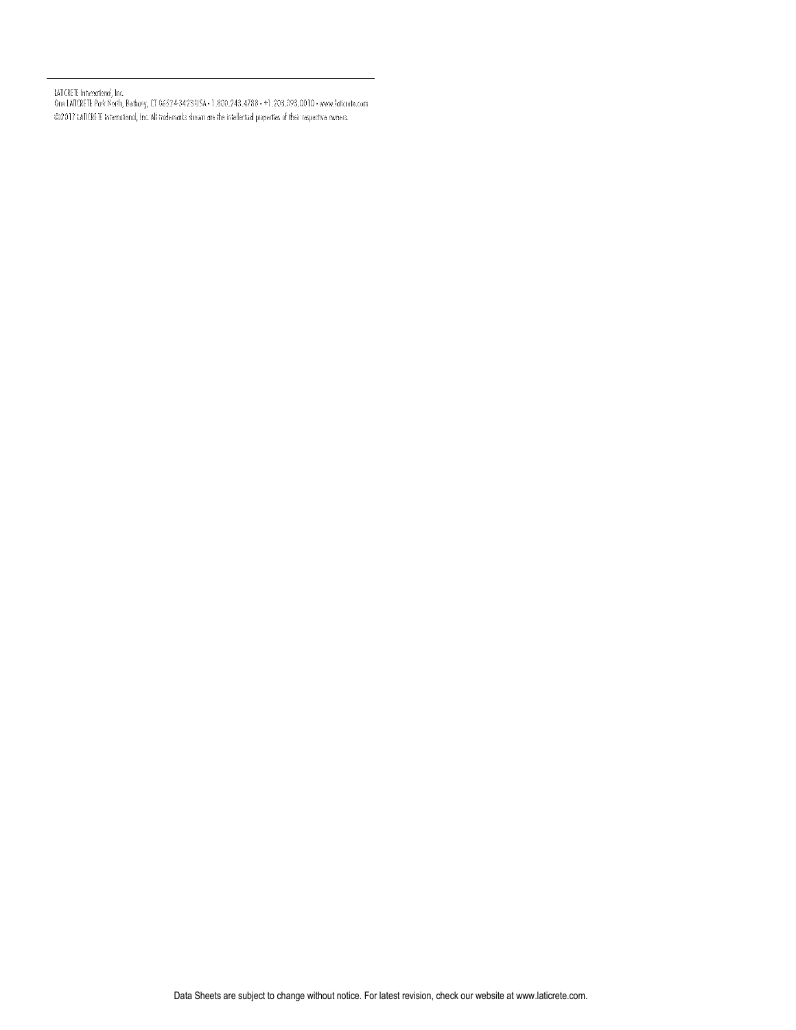LATICRETE International, Inc.
One LATICRETE Park North, Bethany, CT 06524-3423 USA • 1.800.243.4788 • +1.203.393.0010 • www.laticrete.com
©2017 LATICRETE International, Inc. All trademarks shown are the intellectual properties of their respective owners.

Data Sheets are subject to change without notice. For latest revision, check our website at www.laticrete.com.